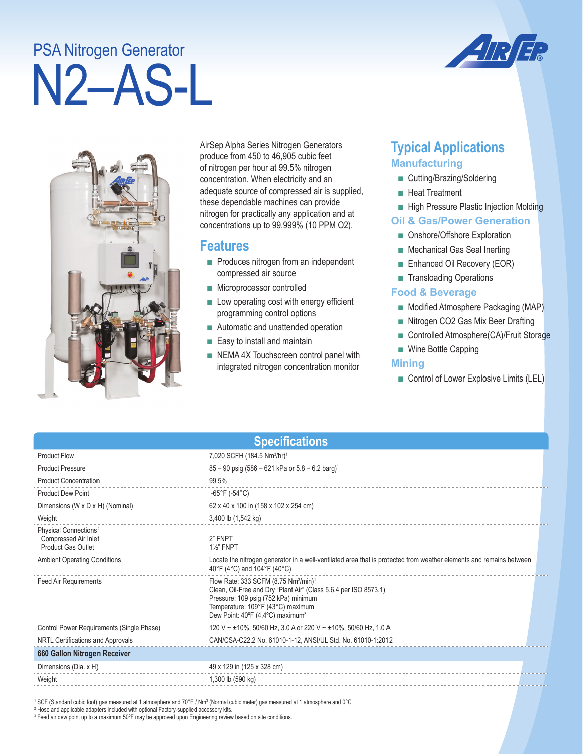PSA Nitrogen Generator

# N2–AS-L

AirSep Alpha Series Nitrogen Generators produce from 450 to 46,905 cubic feet of nitrogen per hour at 99.5% nitrogen concentration. When electricity and an adequate source of compressed air is supplied, these dependable machines can provide nitrogen for practically any application and at concentrations up to 99.999% (10 PPM O2).

## Features

- Produces nitrogen from an independent compressed air source
- Microprocessor controlled
- Low operating cost with energy efficient programming control options
- Automatic and unattended operation
- Easy to install and maintain
- NEMA 4X Touchscreen control panel with integrated nitrogen concentration monitor

## Typical Applications

### Manufacturing

- Cutting/Brazing/Soldering
- Heat Treatment
- High Pressure Plastic Injection Molding

### Oil & Gas/Power Generation

- Onshore/Offshore Exploration
- Mechanical Gas Seal Inerting
- Enhanced Oil Recovery (EOR)
- Transloading Operations

### Food & Beverage

- Modified Atmosphere Packaging (MAP)
- Nitrogen CO2 Gas Mix Beer Drafting
- Controlled Atmosphere(CA)/Fruit Storage
- Wine Bottle Capping

### Mining

- Control of Lower Explosive Limits (LEL)

## Specifications

| | |
|---|---|
| Product Flow | 7,020 SCFH (184.5 Nm³/hr)[1] |
| Product Pressure | 85 – 90 psig (586 – 621 kPa or 5.8 – 6.2 barg)[1] |
| Product Concentration | 99.5% |
| Product Dew Point | -65°F (-54°C) |
| Dimensions (W x D x H) (Nominal) | 62 x 40 x 100 in (158 x 102 x 254 cm) |
| Weight | 3,400 lb (1,542 kg) |
| Physical Connections[2]<br>Compressed Air Inlet<br>Product Gas Outlet | <br>2" FNPT<br>1½" FNPT |
| Ambient Operating Conditions | Locate the nitrogen generator in a well-ventilated area that is protected from weather elements and remains between 40°F (4°C) and 104°F (40°C) |
| Feed Air Requirements | Flow Rate: 333 SCFM (8.75 Nm³/min)[1]<br>Clean, Oil-Free and Dry "Plant Air" (Class 5.6.4 per ISO 8573.1)<br>Pressure: 109 psig (752 kPa) minimum<br>Temperature: 109°F (43°C) maximum<br>Dew Point: 40°F (4.4°C) maximum[3] |
| Control Power Requirements (Single Phase) | 120 V ~ ±10%, 50/60 Hz, 3.0 A or 220 V ~ ±10%, 50/60 Hz, 1.0 A |
| NRTL Certifications and Approvals | CAN/CSA-C22.2 No. 61010-1-12, ANSI/UL Std. No. 61010-1:2012 |
| **660 Gallon Nitrogen Receiver** | |
| Dimensions (Dia. x H) | 49 x 129 in (125 x 328 cm) |
| Weight | 1,300 lb (590 kg) |

[1] SCF (Standard cubic foot) gas measured at 1 atmosphere and 70°F / Nm³ (Normal cubic meter) gas measured at 1 atmosphere and 0°C
[2] Hose and applicable adapters included with optional Factory-supplied accessory kits.
[3] Feed air dew point up to a maximum 50ºF may be approved upon Engineering review based on site conditions.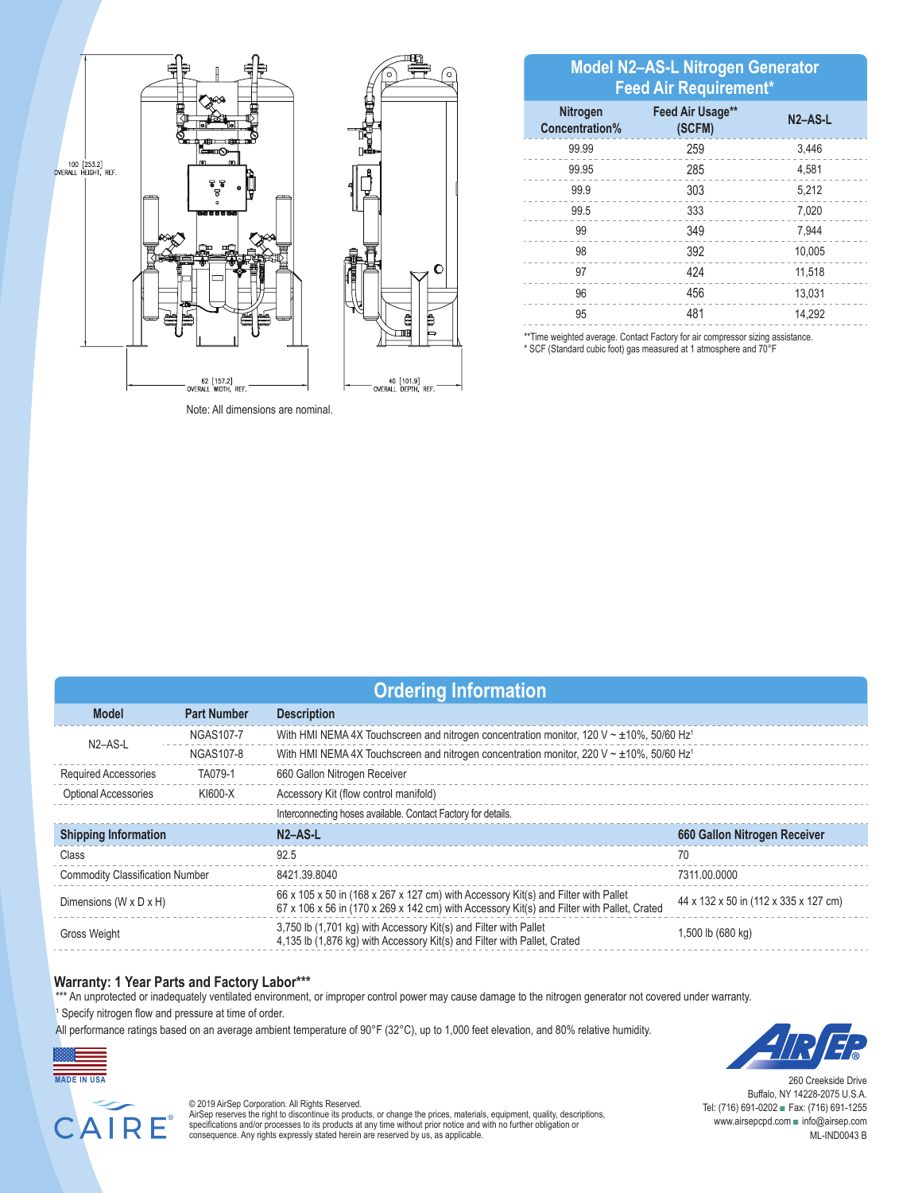100 [253.2]
OVERALL HEIGHT, REF.

62 [157.2]
OVERALL WIDTH, REF.

40 [101.9]
OVERALL DEPTH, REF.

Note: All dimensions are nominal.

## Model N2–AS-L Nitrogen Generator Feed Air Requirement*

| Nitrogen Concentration% | Feed Air Usage** (SCFM) | N2–AS-L |
|---|---|---|
| 99.99 | 259 | 3,446 |
| 99.95 | 285 | 4,581 |
| 99.9 | 303 | 5,212 |
| 99.5 | 333 | 7,020 |
| 99 | 349 | 7,944 |
| 98 | 392 | 10,005 |
| 97 | 424 | 11,518 |
| 96 | 456 | 13,031 |
| 95 | 481 | 14,292 |

**Time weighted average. Contact Factory for air compressor sizing assistance.
* SCF (Standard cubic foot) gas measured at 1 atmosphere and 70°F

## Ordering Information

| Model | Part Number | Description | |
|---|---|---|---|
| N2–AS-L | NGAS107-7 | With HMI NEMA 4X Touchscreen and nitrogen concentration monitor, 120 V ~ ±10%, 50/60 Hz[1] | |
| | NGAS107-8 | With HMI NEMA 4X Touchscreen and nitrogen concentration monitor, 220 V ~ ±10%, 50/60 Hz[1] | |
| Required Accessories | TA079-1 | 660 Gallon Nitrogen Receiver | |
| Optional Accessories | KI600-X | Accessory Kit (flow control manifold) | |
| | | Interconnecting hoses available. Contact Factory for details. | |
| **Shipping Information** | | **N2–AS-L** | **660 Gallon Nitrogen Receiver** |
| Class | | 92.5 | 70 |
| Commodity Classification Number | | 8421.39.8040 | 7311.00.0000 |
| Dimensions (W x D x H) | | 66 x 105 x 50 in (168 x 267 x 127 cm) with Accessory Kit(s) and Filter with Pallet<br>67 x 106 x 56 in (170 x 269 x 142 cm) with Accessory Kit(s) and Filter with Pallet, Crated | 44 x 132 x 50 in (112 x 335 x 127 cm) |
| Gross Weight | | 3,750 lb (1,701 kg) with Accessory Kit(s) and Filter with Pallet<br>4,135 lb (1,876 kg) with Accessory Kit(s) and Filter with Pallet, Crated | 1,500 lb (680 kg) |

### Warranty: 1 Year Parts and Factory Labor***

*** An unprotected or inadequately ventilated environment, or improper control power may cause damage to the nitrogen generator not covered under warranty.

[1] Specify nitrogen flow and pressure at time of order.

All performance ratings based on an average ambient temperature of 90°F (32°C), up to 1,000 feet elevation, and 80% relative humidity.

MADE IN USA

CAIRE®

AIRSEP®

© 2019 AirSep Corporation. All Rights Reserved.
AirSep reserves the right to discontinue its products, or change the prices, materials, equipment, quality, descriptions, specifications and/or processes to its products at any time without prior notice and with no further obligation or consequence. Any rights expressly stated herein are reserved by us, as applicable.

260 Creekside Drive
Buffalo, NY 14228-2075 U.S.A.
Tel: (716) 691-0202 ■ Fax: (716) 691-1255
www.airsepcpd.com ■ info@airsep.com
ML-IND0043 B